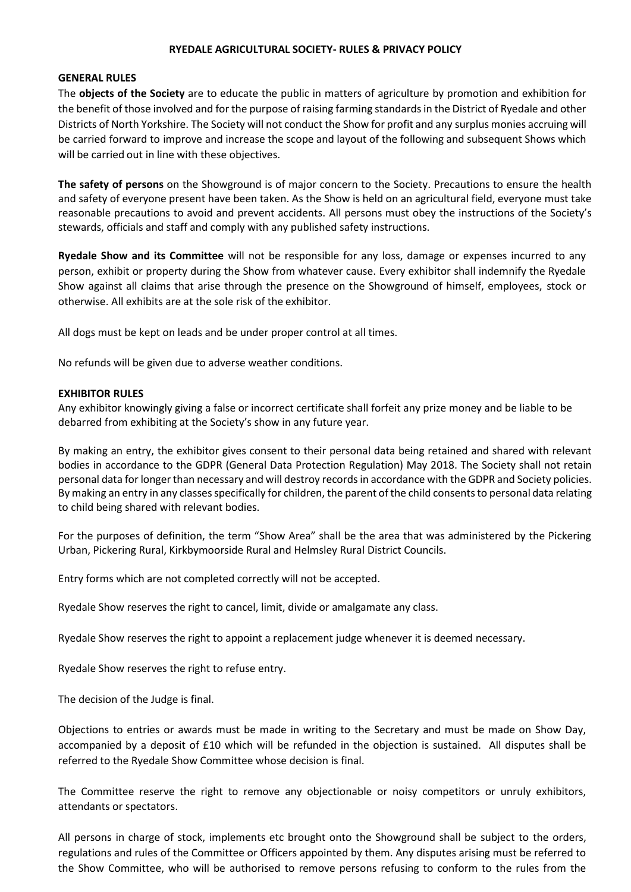# RYEDALE AGRICULTURAL SOCIETY- RULES & PRIVACY POLICY

## GENERAL RULES

The **objects of the Society** are to educate the public in matters of agriculture by promotion and exhibition for the benefit of those involved and for the purpose of raising farming standards in the District of Ryedale and other Districts of North Yorkshire. The Society will not conduct the Show for profit and any surplus monies accruing will be carried forward to improve and increase the scope and layout of the following and subsequent Shows which will be carried out in line with these objectives.

**The safety of persons** on the Showground is of major concern to the Society. Precautions to ensure the health and safety of everyone present have been taken. As the Show is held on an agricultural field, everyone must take reasonable precautions to avoid and prevent accidents. All persons must obey the instructions of the Society's stewards, officials and staff and comply with any published safety instructions.

**Ryedale Show and its Committee** will not be responsible for any loss, damage or expenses incurred to any person, exhibit or property during the Show from whatever cause. Every exhibitor shall indemnify the Ryedale Show against all claims that arise through the presence on the Showground of himself, employees, stock or otherwise. All exhibits are at the sole risk of the exhibitor.

All dogs must be kept on leads and be under proper control at all times.

No refunds will be given due to adverse weather conditions.

## EXHIBITOR RULES

Any exhibitor knowingly giving a false or incorrect certificate shall forfeit any prize money and be liable to be debarred from exhibiting at the Society's show in any future year.

By making an entry, the exhibitor gives consent to their personal data being retained and shared with relevant bodies in accordance to the GDPR (General Data Protection Regulation) May 2018. The Society shall not retain personal data for longer than necessary and will destroy records in accordance with the GDPR and Society policies. By making an entry in any classes specifically for children, the parent of the child consents to personal data relating to child being shared with relevant bodies.

For the purposes of definition, the term "Show Area" shall be the area that was administered by the Pickering Urban, Pickering Rural, Kirkbymoorside Rural and Helmsley Rural District Councils.

Entry forms which are not completed correctly will not be accepted.

Ryedale Show reserves the right to cancel, limit, divide or amalgamate any class.

Ryedale Show reserves the right to appoint a replacement judge whenever it is deemed necessary.

Ryedale Show reserves the right to refuse entry.

The decision of the Judge is final.

Objections to entries or awards must be made in writing to the Secretary and must be made on Show Day, accompanied by a deposit of £10 which will be refunded in the objection is sustained. All disputes shall be referred to the Ryedale Show Committee whose decision is final.

The Committee reserve the right to remove any objectionable or noisy competitors or unruly exhibitors, attendants or spectators.

All persons in charge of stock, implements etc brought onto the Showground shall be subject to the orders, regulations and rules of the Committee or Officers appointed by them. Any disputes arising must be referred to the Show Committee, who will be authorised to remove persons refusing to conform to the rules from the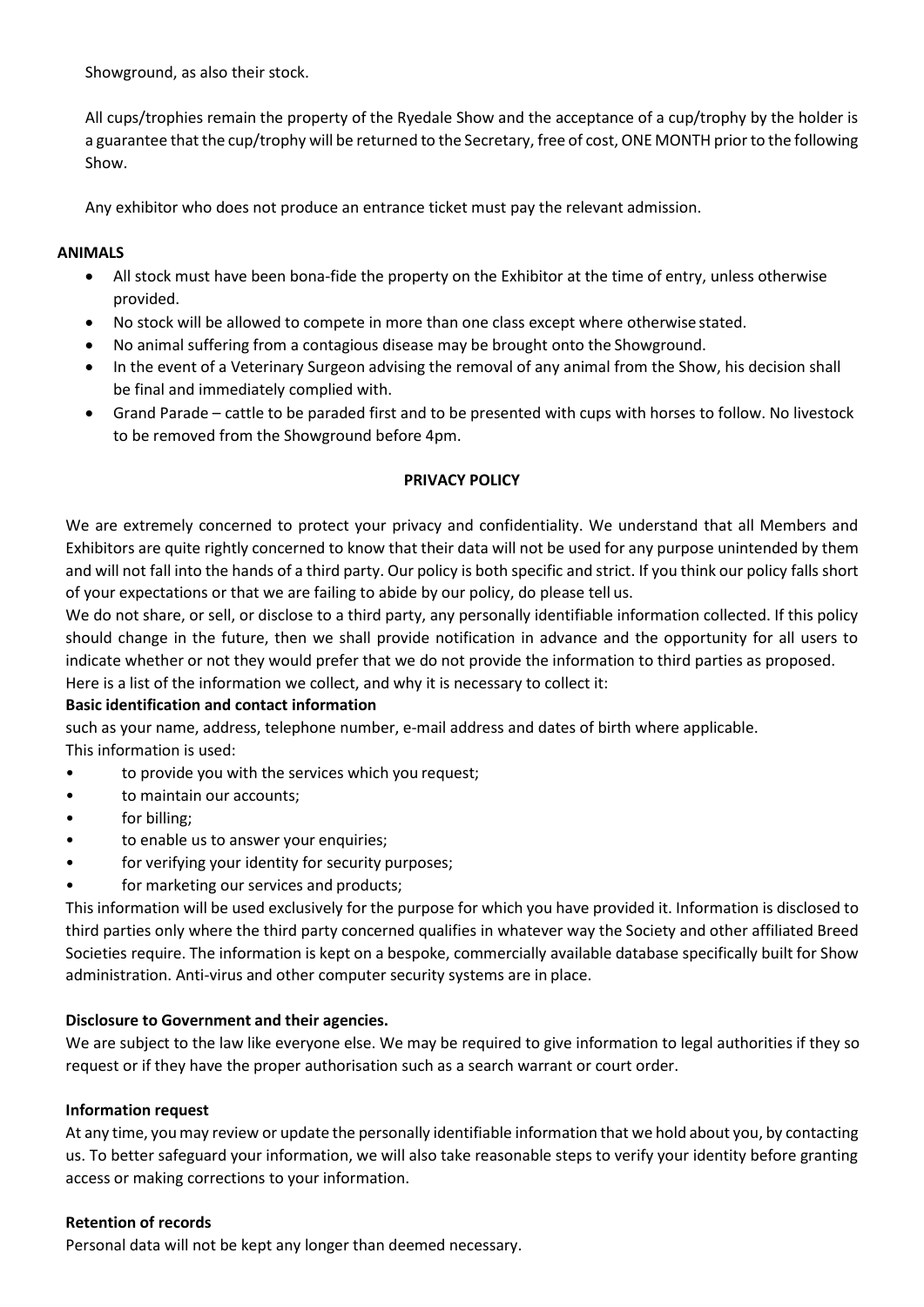Showground, as also their stock.

All cups/trophies remain the property of the Ryedale Show and the acceptance of a cup/trophy by the holder is a guarantee that the cup/trophy will be returned to the Secretary, free of cost, ONE MONTH prior to the following Show.

Any exhibitor who does not produce an entrance ticket must pay the relevant admission.

**ANIMALS**

- All stock must have been bona-fide the property on the Exhibitor at the time of entry, unless otherwise provided.
- No stock will be allowed to compete in more than one class except where otherwise stated.
- No animal suffering from a contagious disease may be brought onto the Showground.
- In the event of a Veterinary Surgeon advising the removal of any animal from the Show, his decision shall be final and immediately complied with.
- Grand Parade – cattle to be paraded first and to be presented with cups with horses to follow. No livestock to be removed from the Showground before 4pm.

## PRIVACY POLICY

We are extremely concerned to protect your privacy and confidentiality. We understand that all Members and Exhibitors are quite rightly concerned to know that their data will not be used for any purpose unintended by them and will not fall into the hands of a third party. Our policy is both specific and strict. If you think our policy falls short of your expectations or that we are failing to abide by our policy, do please tell us.

We do not share, or sell, or disclose to a third party, any personally identifiable information collected. If this policy should change in the future, then we shall provide notification in advance and the opportunity for all users to indicate whether or not they would prefer that we do not provide the information to third parties as proposed.

Here is a list of the information we collect, and why it is necessary to collect it:

**Basic identification and contact information**

such as your name, address, telephone number, e-mail address and dates of birth where applicable.

This information is used:

- to provide you with the services which you request;
- to maintain our accounts;
- for billing;
- to enable us to answer your enquiries;
- for verifying your identity for security purposes;
- for marketing our services and products;

This information will be used exclusively for the purpose for which you have provided it. Information is disclosed to third parties only where the third party concerned qualifies in whatever way the Society and other affiliated Breed Societies require. The information is kept on a bespoke, commercially available database specifically built for Show administration. Anti-virus and other computer security systems are in place.

**Disclosure to Government and their agencies.**

We are subject to the law like everyone else. We may be required to give information to legal authorities if they so request or if they have the proper authorisation such as a search warrant or court order.

**Information request**

At any time, you may review or update the personally identifiable information that we hold about you, by contacting us. To better safeguard your information, we will also take reasonable steps to verify your identity before granting access or making corrections to your information.

**Retention of records**

Personal data will not be kept any longer than deemed necessary.